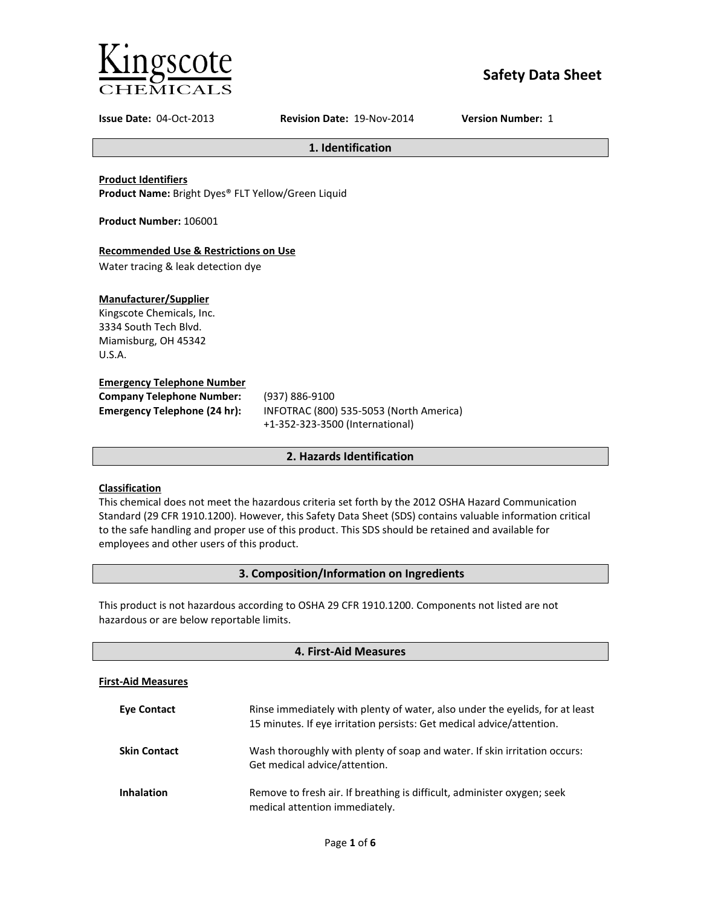Kingscote CHEMICALS

# Safety Data Sheet

**Issue Date:** 04-Oct-2013 **Revision Date:** 19-Nov-2014 **Version Number:** 1

## 1. Identification

**Product Identifiers**
**Product Name:** Bright Dyes® FLT Yellow/Green Liquid

**Product Number:** 106001

**Recommended Use & Restrictions on Use**
Water tracing & leak detection dye

**Manufacturer/Supplier**
Kingscote Chemicals, Inc.
3334 South Tech Blvd.
Miamisburg, OH 45342
U.S.A.

**Emergency Telephone Number**

| | |
|---|---|
| **Company Telephone Number:** | (937) 886-9100 |
| **Emergency Telephone (24 hr):** | INFOTRAC (800) 535-5053 (North America)<br>+1-352-323-3500 (International) |

## 2. Hazards Identification

**Classification**
This chemical does not meet the hazardous criteria set forth by the 2012 OSHA Hazard Communication Standard (29 CFR 1910.1200). However, this Safety Data Sheet (SDS) contains valuable information critical to the safe handling and proper use of this product. This SDS should be retained and available for employees and other users of this product.

## 3. Composition/Information on Ingredients

This product is not hazardous according to OSHA 29 CFR 1910.1200. Components not listed are not hazardous or are below reportable limits.

## 4. First-Aid Measures

**First-Aid Measures**

| | |
|---|---|
| **Eye Contact** | Rinse immediately with plenty of water, also under the eyelids, for at least 15 minutes. If eye irritation persists: Get medical advice/attention. |
| **Skin Contact** | Wash thoroughly with plenty of soap and water. If skin irritation occurs: Get medical advice/attention. |
| **Inhalation** | Remove to fresh air. If breathing is difficult, administer oxygen; seek medical attention immediately. |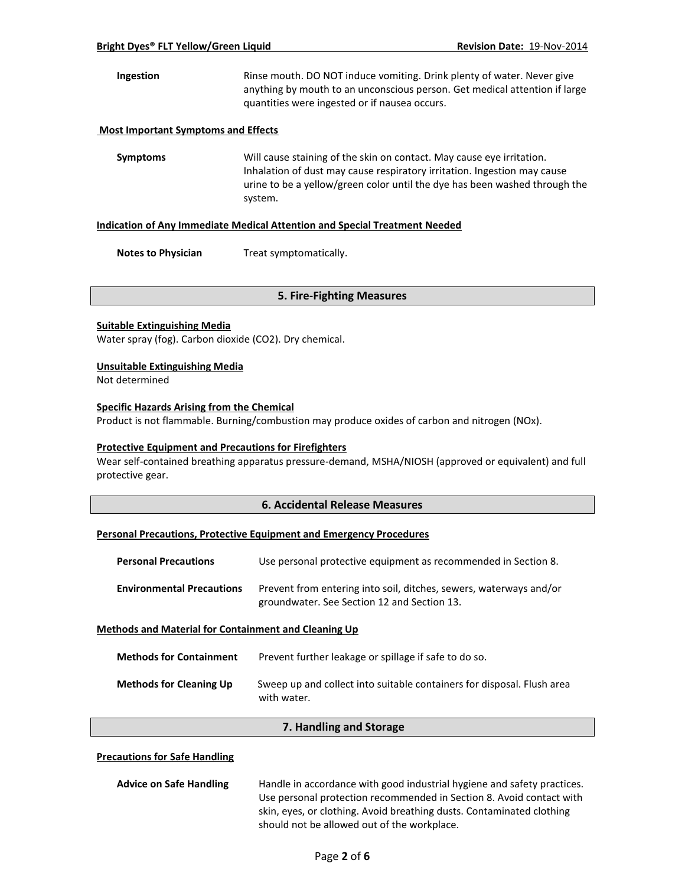**Ingestion** Rinse mouth. DO NOT induce vomiting. Drink plenty of water. Never give anything by mouth to an unconscious person. Get medical attention if large quantities were ingested or if nausea occurs.

**Most Important Symptoms and Effects**

**Symptoms** Will cause staining of the skin on contact. May cause eye irritation. Inhalation of dust may cause respiratory irritation. Ingestion may cause urine to be a yellow/green color until the dye has been washed through the system.

**Indication of Any Immediate Medical Attention and Special Treatment Needed**

**Notes to Physician** Treat symptomatically.

## 5. Fire-Fighting Measures

**Suitable Extinguishing Media**
Water spray (fog). Carbon dioxide ($CO_2$). Dry chemical.

**Unsuitable Extinguishing Media**
Not determined

**Specific Hazards Arising from the Chemical**
Product is not flammable. Burning/combustion may produce oxides of carbon and nitrogen ($NO_x$).

**Protective Equipment and Precautions for Firefighters**
Wear self-contained breathing apparatus pressure-demand, MSHA/NIOSH (approved or equivalent) and full protective gear.

## 6. Accidental Release Measures

**Personal Precautions, Protective Equipment and Emergency Procedures**

**Personal Precautions** Use personal protective equipment as recommended in Section 8.

**Environmental Precautions** Prevent from entering into soil, ditches, sewers, waterways and/or groundwater. See Section 12 and Section 13.

**Methods and Material for Containment and Cleaning Up**

**Methods for Containment** Prevent further leakage or spillage if safe to do so.

**Methods for Cleaning Up** Sweep up and collect into suitable containers for disposal. Flush area with water.

## 7. Handling and Storage

**Precautions for Safe Handling**

**Advice on Safe Handling** Handle in accordance with good industrial hygiene and safety practices. Use personal protection recommended in Section 8. Avoid contact with skin, eyes, or clothing. Avoid breathing dusts. Contaminated clothing should not be allowed out of the workplace.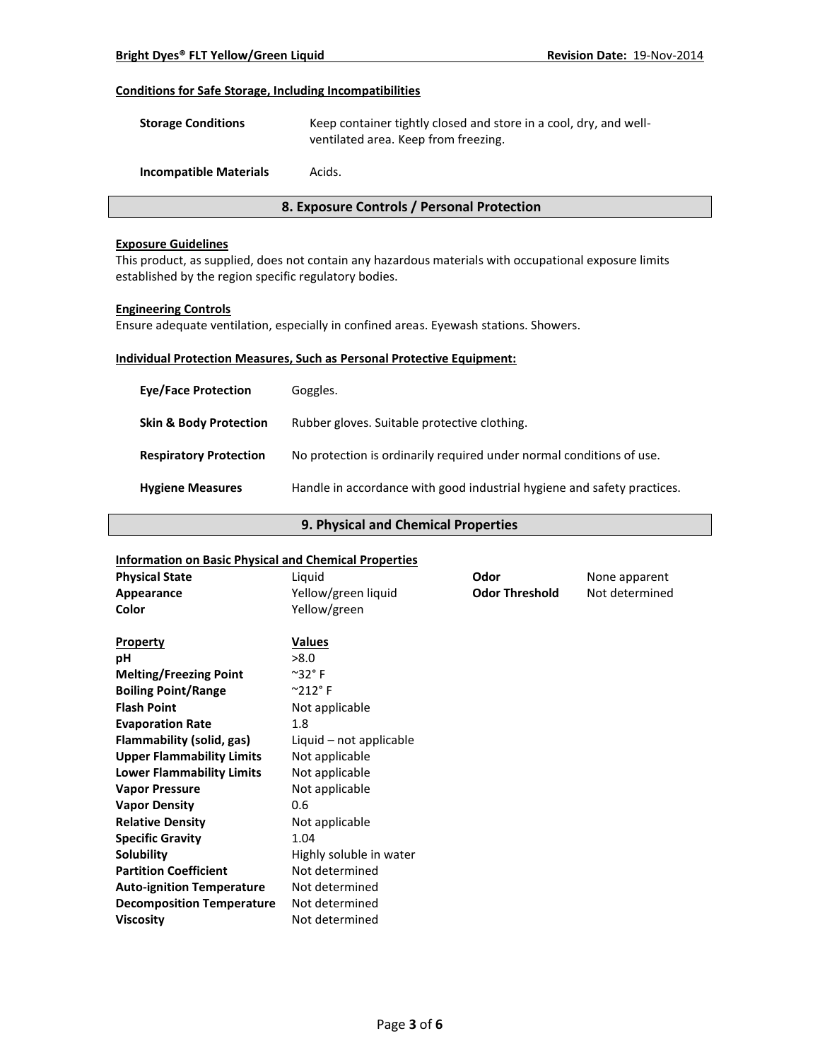#### Conditions for Safe Storage, Including Incompatibilities

| | |
|---|---|
| **Storage Conditions** | Keep container tightly closed and store in a cool, dry, and well-ventilated area. Keep from freezing. |
| **Incompatible Materials** | Acids. |

## 8. Exposure Controls / Personal Protection

#### Exposure Guidelines

This product, as supplied, does not contain any hazardous materials with occupational exposure limits established by the region specific regulatory bodies.

#### Engineering Controls

Ensure adequate ventilation, especially in confined areas. Eyewash stations. Showers.

#### Individual Protection Measures, Such as Personal Protective Equipment:

| | |
|---|---|
| **Eye/Face Protection** | Goggles. |
| **Skin & Body Protection** | Rubber gloves. Suitable protective clothing. |
| **Respiratory Protection** | No protection is ordinarily required under normal conditions of use. |
| **Hygiene Measures** | Handle in accordance with good industrial hygiene and safety practices. |

## 9. Physical and Chemical Properties

#### Information on Basic Physical and Chemical Properties

| | | | |
|---|---|---|---|
| **Physical State** | Liquid | **Odor** | None apparent |
| **Appearance** | Yellow/green liquid | **Odor Threshold** | Not determined |
| **Color** | Yellow/green | | |

| Property | Values |
|---|---|
| **pH** | >8.0 |
| **Melting/Freezing Point** | ~32° F |
| **Boiling Point/Range** | ~212° F |
| **Flash Point** | Not applicable |
| **Evaporation Rate** | 1.8 |
| **Flammability (solid, gas)** | Liquid – not applicable |
| **Upper Flammability Limits** | Not applicable |
| **Lower Flammability Limits** | Not applicable |
| **Vapor Pressure** | Not applicable |
| **Vapor Density** | 0.6 |
| **Relative Density** | Not applicable |
| **Specific Gravity** | 1.04 |
| **Solubility** | Highly soluble in water |
| **Partition Coefficient** | Not determined |
| **Auto-ignition Temperature** | Not determined |
| **Decomposition Temperature** | Not determined |
| **Viscosity** | Not determined |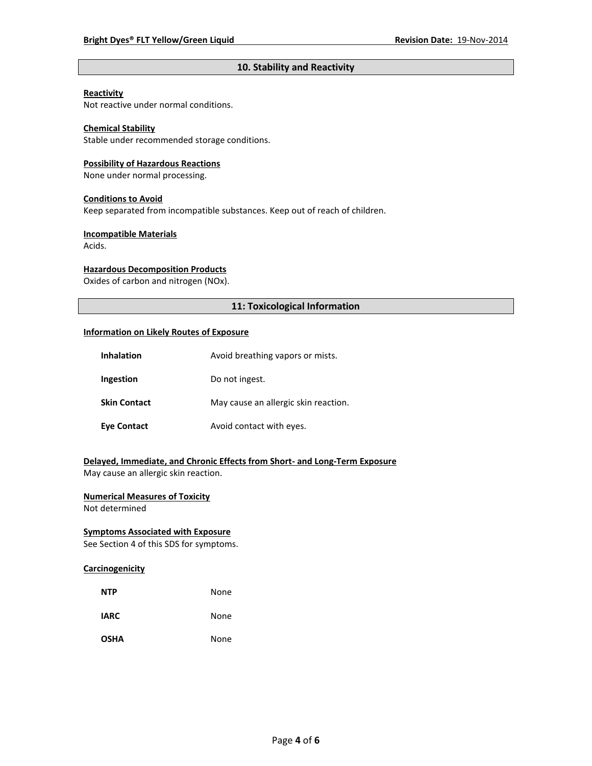## 10. Stability and Reactivity

**Reactivity**
Not reactive under normal conditions.

**Chemical Stability**
Stable under recommended storage conditions.

**Possibility of Hazardous Reactions**
None under normal processing.

**Conditions to Avoid**
Keep separated from incompatible substances. Keep out of reach of children.

**Incompatible Materials**
Acids.

**Hazardous Decomposition Products**
Oxides of carbon and nitrogen (NOx).

## 11: Toxicological Information

**Information on Likely Routes of Exposure**

| | |
|---|---|
| **Inhalation** | Avoid breathing vapors or mists. |
| **Ingestion** | Do not ingest. |
| **Skin Contact** | May cause an allergic skin reaction. |
| **Eye Contact** | Avoid contact with eyes. |

**Delayed, Immediate, and Chronic Effects from Short- and Long-Term Exposure**
May cause an allergic skin reaction.

**Numerical Measures of Toxicity**
Not determined

**Symptoms Associated with Exposure**
See Section 4 of this SDS for symptoms.

**Carcinogenicity**

| | |
|---|---|
| **NTP** | None |
| **IARC** | None |
| **OSHA** | None |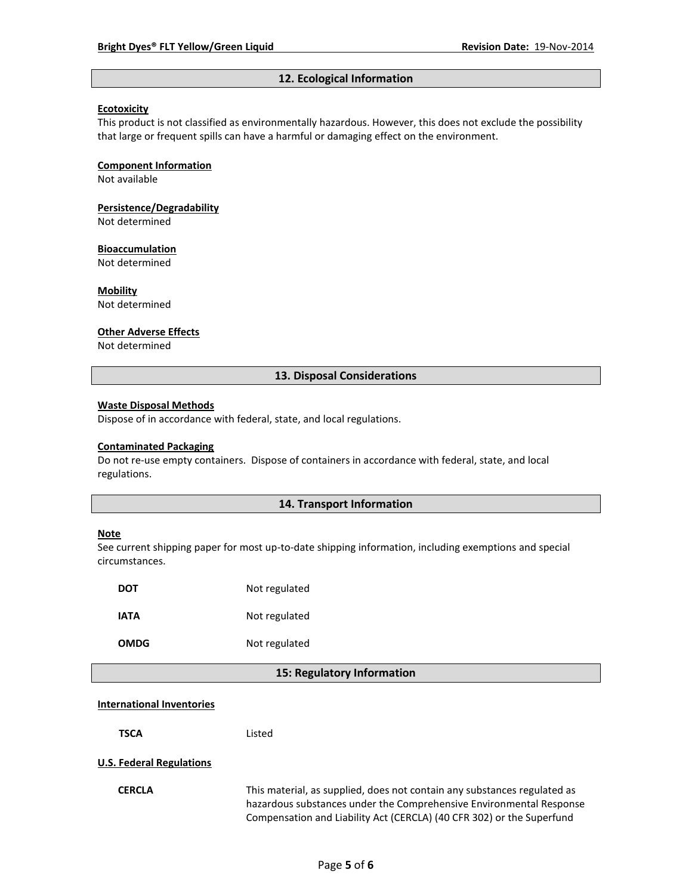## 12. Ecological Information

**Ecotoxicity**
This product is not classified as environmentally hazardous. However, this does not exclude the possibility that large or frequent spills can have a harmful or damaging effect on the environment.

**Component Information**
Not available

**Persistence/Degradability**
Not determined

**Bioaccumulation**
Not determined

**Mobility**
Not determined

**Other Adverse Effects**
Not determined

## 13. Disposal Considerations

**Waste Disposal Methods**
Dispose of in accordance with federal, state, and local regulations.

**Contaminated Packaging**
Do not re-use empty containers. Dispose of containers in accordance with federal, state, and local regulations.

## 14. Transport Information

**Note**
See current shipping paper for most up-to-date shipping information, including exemptions and special circumstances.

| | |
|---|---|
| **DOT** | Not regulated |
| **IATA** | Not regulated |
| **OMDG** | Not regulated |

## 15: Regulatory Information

**International Inventories**

| | |
|---|---|
| **TSCA** | Listed |

**U.S. Federal Regulations**

| | |
|---|---|
| **CERCLA** | This material, as supplied, does not contain any substances regulated as hazardous substances under the Comprehensive Environmental Response Compensation and Liability Act (CERCLA) (40 CFR 302) or the Superfund |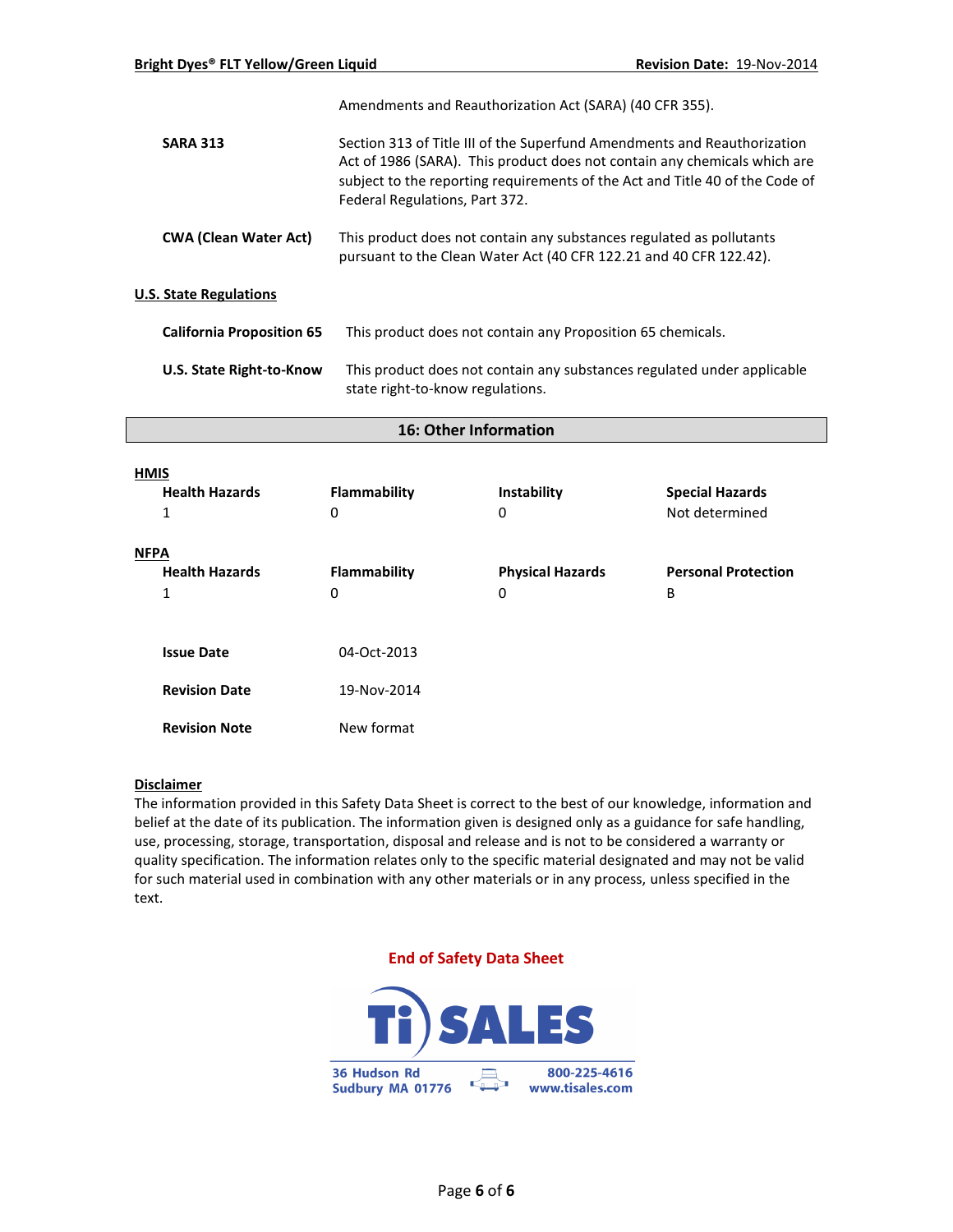| | |
|---|---|
| | Amendments and Reauthorization Act (SARA) (40 CFR 355). |
| **SARA 313** | Section 313 of Title III of the Superfund Amendments and Reauthorization Act of 1986 (SARA). This product does not contain any chemicals which are subject to the reporting requirements of the Act and Title 40 of the Code of Federal Regulations, Part 372. |
| **CWA (Clean Water Act)** | This product does not contain any substances regulated as pollutants pursuant to the Clean Water Act (40 CFR 122.21 and 40 CFR 122.42). |

**U.S. State Regulations**

| | |
|---|---|
| **California Proposition 65** | This product does not contain any Proposition 65 chemicals. |
| **U.S. State Right-to-Know** | This product does not contain any substances regulated under applicable state right-to-know regulations. |

## 16: Other Information

**HMIS**

| Health Hazards | Flammability | Instability | Special Hazards |
|---|---|---|---|
| 1 | 0 | 0 | Not determined |

**NFPA**

| Health Hazards | Flammability | Physical Hazards | Personal Protection |
|---|---|---|---|
| 1 | 0 | 0 | B |

| | |
|---|---|
| **Issue Date** | 04-Oct-2013 |
| **Revision Date** | 19-Nov-2014 |
| **Revision Note** | New format |

**Disclaimer**

The information provided in this Safety Data Sheet is correct to the best of our knowledge, information and belief at the date of its publication. The information given is designed only as a guidance for safe handling, use, processing, storage, transportation, disposal and release and is not to be considered a warranty or quality specification. The information relates only to the specific material designated and may not be valid for such material used in combination with any other materials or in any process, unless specified in the text.

**End of Safety Data Sheet**

Ti SALES

36 Hudson Rd
Sudbury MA 01776

800-225-4616
www.tisales.com